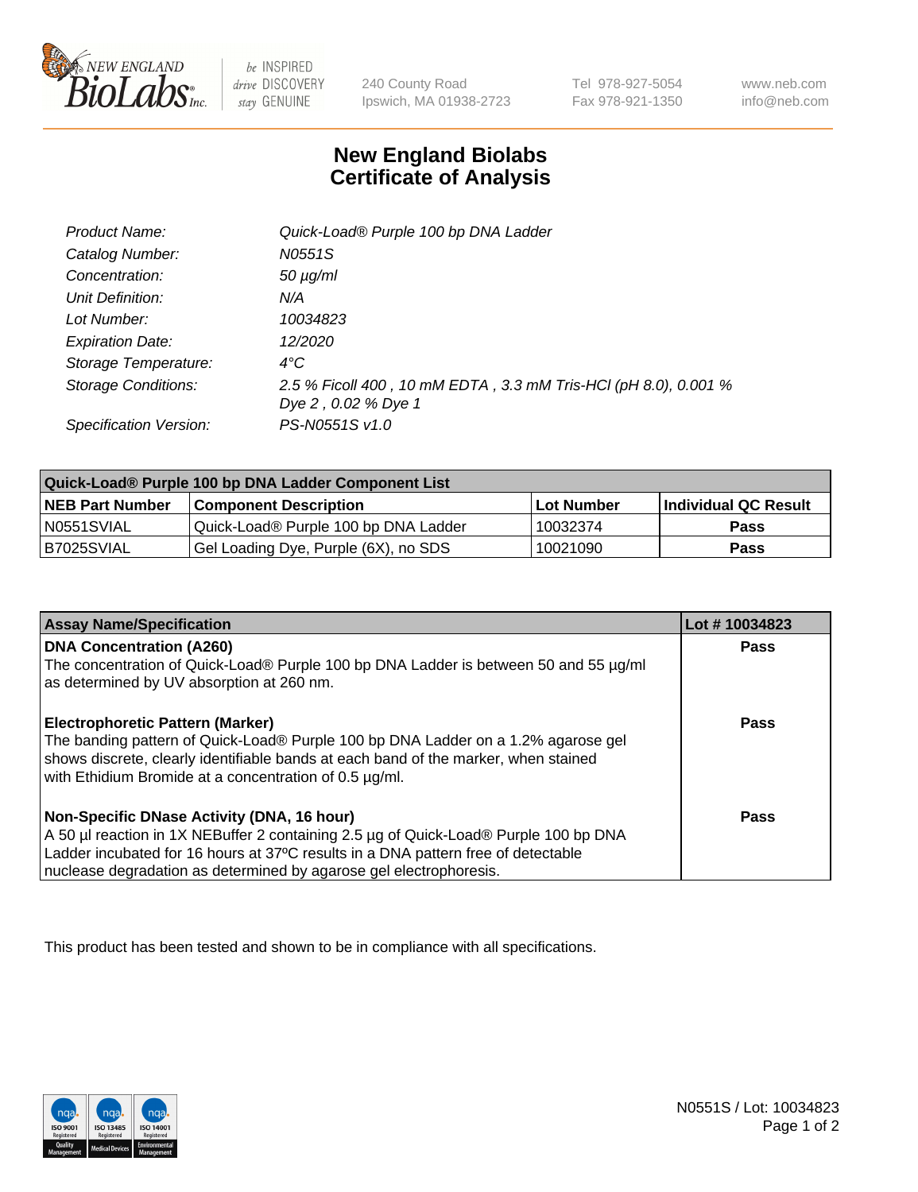# New England Biolabs Certificate of Analysis

| | |
|---|---|
| *Product Name:* | *Quick-Load® Purple 100 bp DNA Ladder* |
| *Catalog Number:* | *N0551S* |
| *Concentration:* | *50 µg/ml* |
| *Unit Definition:* | *N/A* |
| *Lot Number:* | *10034823* |
| *Expiration Date:* | *12/2020* |
| *Storage Temperature:* | *4°C* |
| *Storage Conditions:* | *2.5 % Ficoll 400 , 10 mM EDTA , 3.3 mM Tris-HCl (pH 8.0), 0.001 % Dye 2 , 0.02 % Dye 1* |
| *Specification Version:* | *PS-N0551S v1.0* |

| Quick-Load® Purple 100 bp DNA Ladder Component List | | | |
|---|---|---|---|
| **NEB Part Number** | **Component Description** | **Lot Number** | **Individual QC Result** |
| N0551SVIAL | Quick-Load® Purple 100 bp DNA Ladder | 10032374 | **Pass** |
| B7025SVIAL | Gel Loading Dye, Purple (6X), no SDS | 10021090 | **Pass** |

| Assay Name/Specification | Lot # 10034823 |
|---|---|
| **DNA Concentration (A260)**<br>The concentration of Quick-Load® Purple 100 bp DNA Ladder is between 50 and 55 µg/ml as determined by UV absorption at 260 nm. | **Pass** |
| **Electrophoretic Pattern (Marker)**<br>The banding pattern of Quick-Load® Purple 100 bp DNA Ladder on a 1.2% agarose gel shows discrete, clearly identifiable bands at each band of the marker, when stained with Ethidium Bromide at a concentration of 0.5 µg/ml. | **Pass** |
| **Non-Specific DNase Activity (DNA, 16 hour)**<br>A 50 µl reaction in 1X NEBuffer 2 containing 2.5 µg of Quick-Load® Purple 100 bp DNA Ladder incubated for 16 hours at 37ºC results in a DNA pattern free of detectable nuclease degradation as determined by agarose gel electrophoresis. | **Pass** |

This product has been tested and shown to be in compliance with all specifications.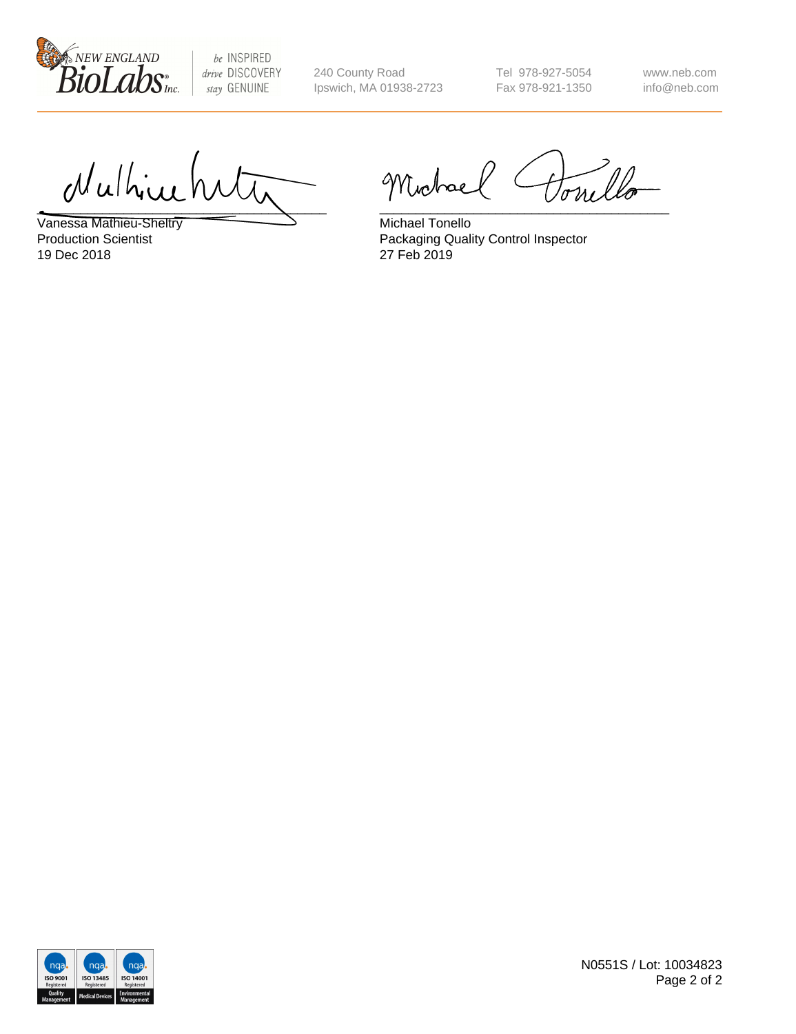240 County Road
Ipswich, MA 01938-2723

Tel 978-927-5054
Fax 978-921-1350

www.neb.com
info@neb.com

Vanessa Mathieu-Sheltry
Production Scientist
19 Dec 2018

Michael Tonello
Packaging Quality Control Inspector
27 Feb 2019

N0551S / Lot: 10034823